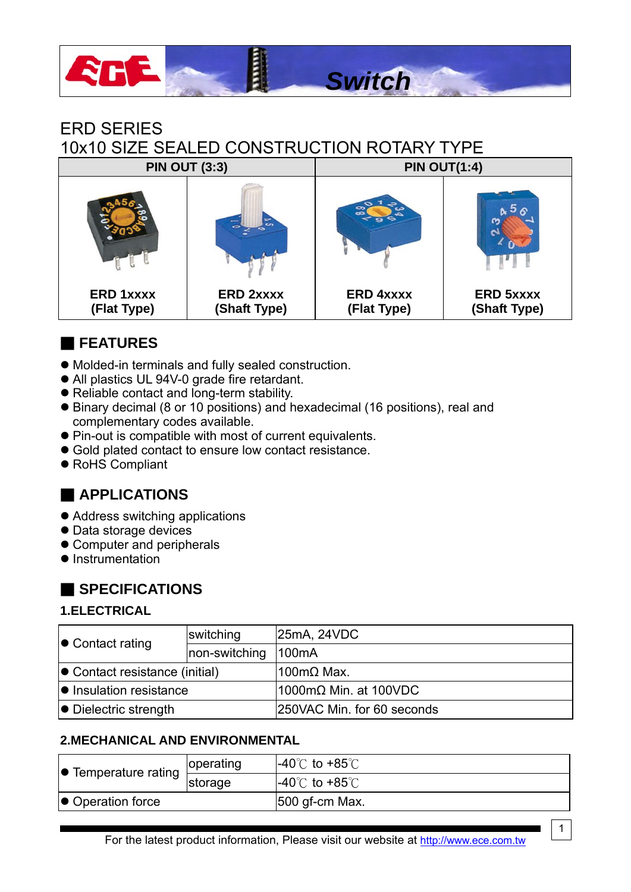ERD SERIES

# 10x10 SIZE SEALED CONSTRUCTION ROTARY TYPE

| PIN OUT (3:3) | | PIN OUT(1:4) | |
|---|---|---|---|
| ERD 1xxxx (Flat Type) | ERD 2xxxx (Shaft Type) | ERD 4xxxx (Flat Type) | ERD 5xxxx (Shaft Type) |

## FEATURES

- Molded-in terminals and fully sealed construction.
- All plastics UL 94V-0 grade fire retardant.
- Reliable contact and long-term stability.
- Binary decimal (8 or 10 positions) and hexadecimal (16 positions), real and complementary codes available.
- Pin-out is compatible with most of current equivalents.
- Gold plated contact to ensure low contact resistance.
- RoHS Compliant

## APPLICATIONS

- Address switching applications
- Data storage devices
- Computer and peripherals
- Instrumentation

## SPECIFICATIONS

### 1.ELECTRICAL

| | | |
|---|---|---|
| ● Contact rating | switching | 25mA, 24VDC |
| | non-switching | 100mA |
| ● Contact resistance (initial) | | 100mΩ Max. |
| ● Insulation resistance | | 1000mΩ Min. at 100VDC |
| ● Dielectric strength | | 250VAC Min. for 60 seconds |

### 2.MECHANICAL AND ENVIRONMENTAL

| | | |
|---|---|---|
| ● Temperature rating | operating | -40℃ to +85℃ |
| | storage | -40℃ to +85℃ |
| ● Operation force | | 500 gf-cm Max. |

For the latest product information, Please visit our website at http://www.ece.com.tw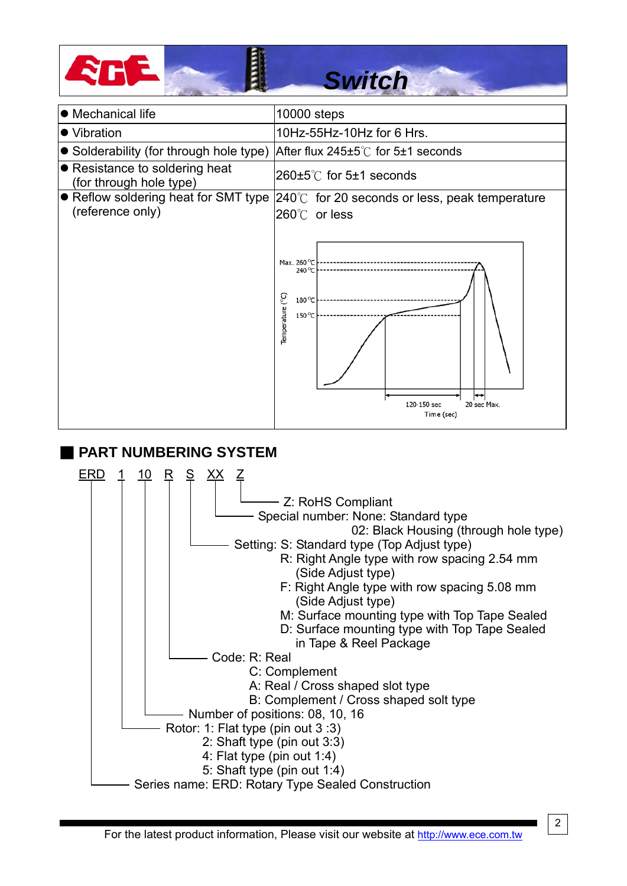# Switch

| Item | Specification |
|---|---|
| ● Mechanical life | 10000 steps |
| ● Vibration | 10Hz-55Hz-10Hz for 6 Hrs. |
| ● Solderability (for through hole type) | After flux 245±5℃ for 5±1 seconds |
| ● Resistance to soldering heat (for through hole type) | 260±5℃ for 5±1 seconds |
| ● Reflow soldering heat for SMT type (reference only) | 240℃ for 20 seconds or less, peak temperature 260℃ or less |

Max. 260℃, 240℃, 180℃, 150℃ — Temperature (℃); 120-150 sec, 20 sec Max. — Time (sec)

## PART NUMBERING SYSTEM

ERD 1 10 R S XX Z

- Z: RoHS Compliant
- Special number: None: Standard type
  - 02: Black Housing (through hole type)
- Setting: S: Standard type (Top Adjust type)
  - R: Right Angle type with row spacing 2.54 mm (Side Adjust type)
  - F: Right Angle type with row spacing 5.08 mm (Side Adjust type)
  - M: Surface mounting type with Top Tape Sealed
  - D: Surface mounting type with Top Tape Sealed in Tape & Reel Package
- Code: R: Real
  - C: Complement
  - A: Real / Cross shaped slot type
  - B: Complement / Cross shaped solt type
- Number of positions: 08, 10, 16
- Rotor: 1: Flat type (pin out 3 :3)
  - 2: Shaft type (pin out 3:3)
  - 4: Flat type (pin out 1:4)
  - 5: Shaft type (pin out 1:4)
- Series name: ERD: Rotary Type Sealed Construction

For the latest product information, Please visit our website at http://www.ece.com.tw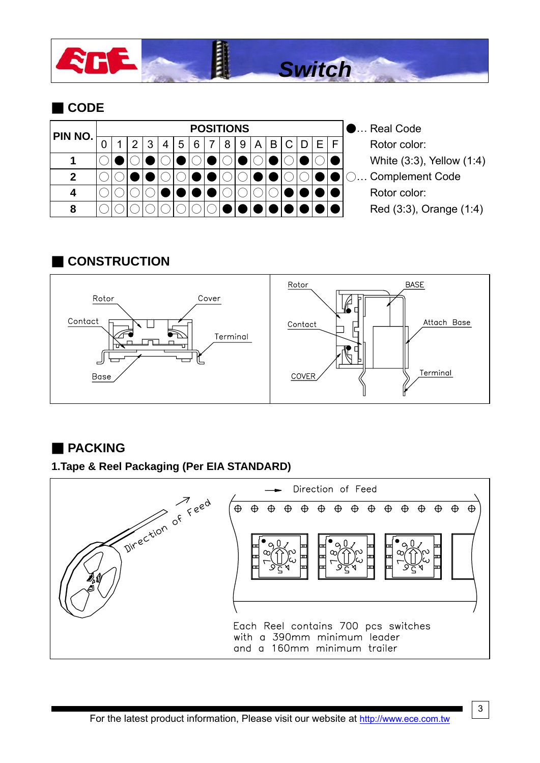## CODE

| PIN NO. | POSITIONS | | | | | | | | | | | | | | | |
|---|---|---|---|---|---|---|---|---|---|---|---|---|---|---|---|---|
| | 0 | 1 | 2 | 3 | 4 | 5 | 6 | 7 | 8 | 9 | A | B | C | D | E | F |
| 1 | ○ | ● | ○ | ● | ○ | ● | ○ | ● | ○ | ● | ○ | ● | ○ | ● | ○ | ● |
| 2 | ○ | ○ | ● | ● | ○ | ○ | ● | ● | ○ | ○ | ● | ● | ○ | ○ | ● | ● |
| 4 | ○ | ○ | ○ | ○ | ● | ● | ● | ● | ○ | ○ | ○ | ○ | ● | ● | ● | ● |
| 8 | ○ | ○ | ○ | ○ | ○ | ○ | ○ | ○ | ● | ● | ● | ● | ● | ● | ● | ● |

●… Real Code
Rotor color:
White (3:3), Yellow (1:4)

○… Complement Code
Rotor color:
Red (3:3), Orange (1:4)

## CONSTRUCTION

Rotor, Cover, Contact, Terminal, Base

Rotor, BASE, Contact, Attach Base, COVER, Terminal

## PACKING

### 1.Tape & Reel Packaging (Per EIA STANDARD)

Direction of Feed

Each Reel contains 700 pcs switches with a 390mm minimum leader and a 160mm minimum trailer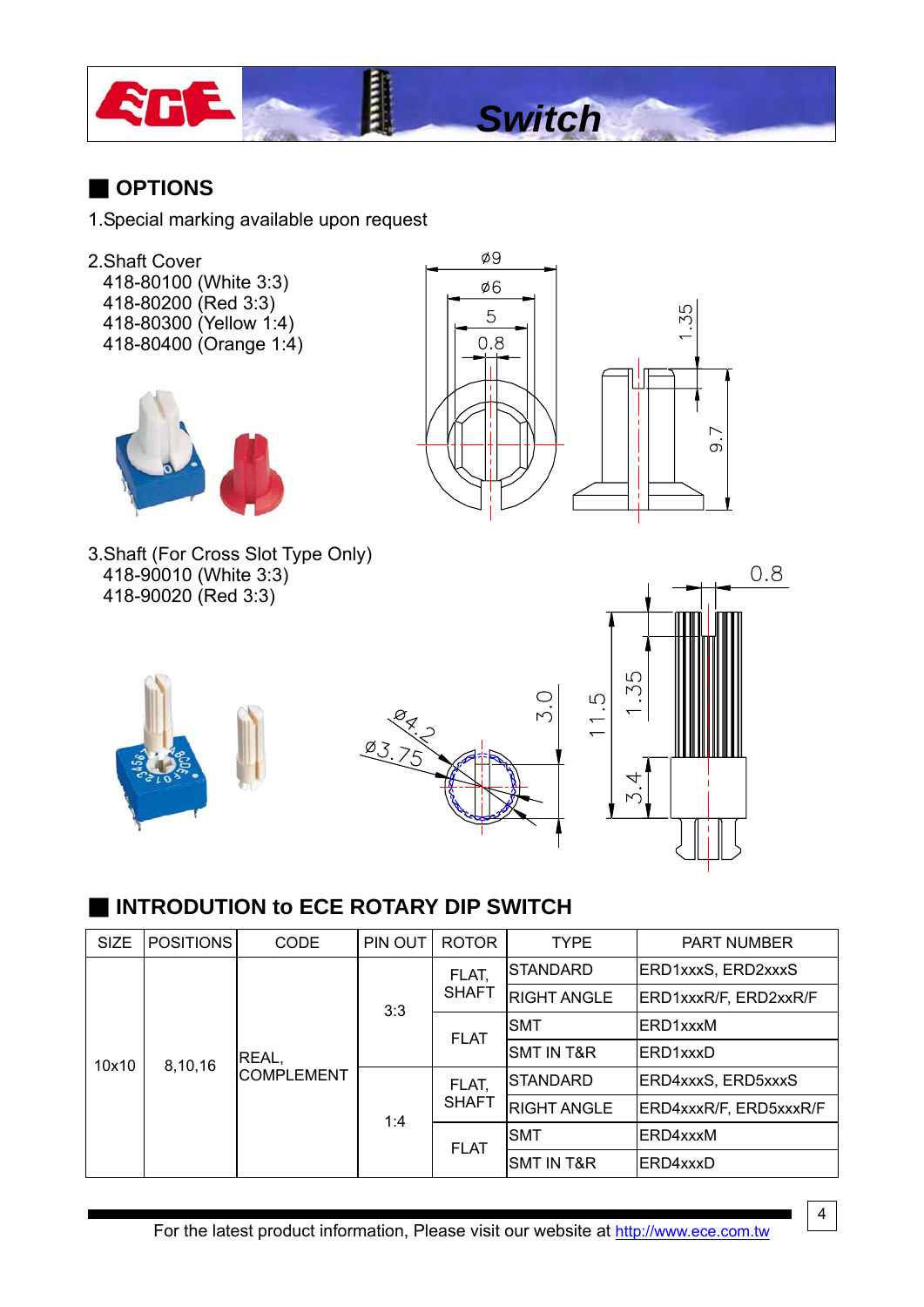## OPTIONS

1.Special marking available upon request

2.Shaft Cover
418-80100 (White 3:3)
418-80200 (Red 3:3)
418-80300 (Yellow 1:4)
418-80400 (Orange 1:4)

3.Shaft (For Cross Slot Type Only)
418-90010 (White 3:3)
418-90020 (Red 3:3)

## INTRODUTION to ECE ROTARY DIP SWITCH

| SIZE | POSITIONS | CODE | PIN OUT | ROTOR | TYPE | PART NUMBER |
|---|---|---|---|---|---|---|
| 10x10 | 8,10,16 | REAL, COMPLEMENT | 3:3 | FLAT, SHAFT | STANDARD | ERD1xxxS, ERD2xxxS |
| | | | | | RIGHT ANGLE | ERD1xxxR/F, ERD2xxR/F |
| | | | | FLAT | SMT | ERD1xxxM |
| | | | | | SMT IN T&R | ERD1xxxD |
| | | | 1:4 | FLAT, SHAFT | STANDARD | ERD4xxxS, ERD5xxxS |
| | | | | | RIGHT ANGLE | ERD4xxxR/F, ERD5xxxR/F |
| | | | | FLAT | SMT | ERD4xxxM |
| | | | | | SMT IN T&R | ERD4xxxD |

For the latest product information, Please visit our website at http://www.ece.com.tw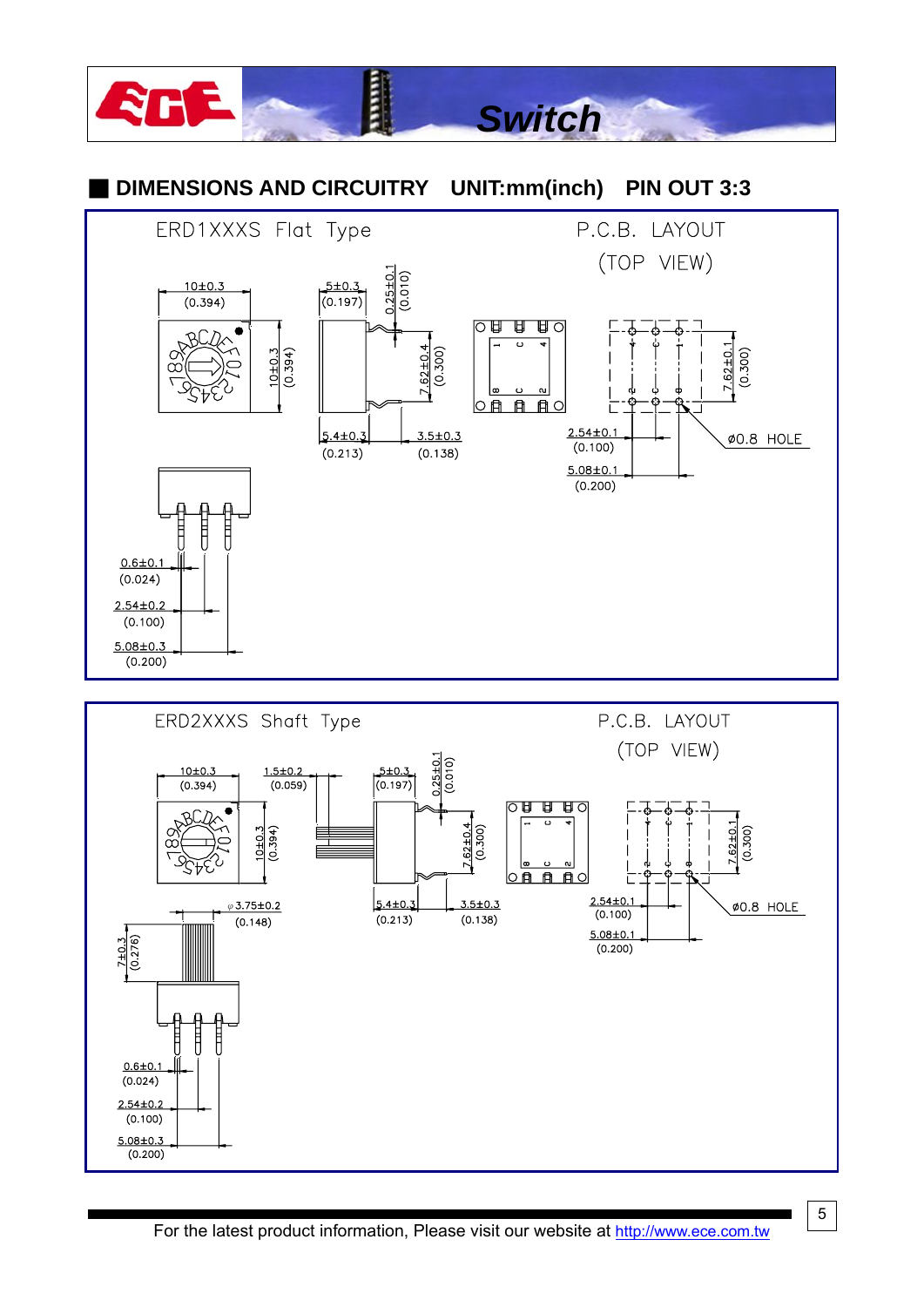## DIMENSIONS AND CIRCUITRY UNIT:mm(inch) PIN OUT 3:3

### ERD1XXXS Flat Type

P.C.B. LAYOUT (TOP VIEW)

10±0.3 (0.394)
5±0.3 (0.197)
0.25±0.1 (0.010)
10±0.3 (0.394)
7.62±0.4 (0.300)
5.4±0.3 (0.213)
3.5±0.3 (0.138)
7.62±0.1 (0.300)
2.54±0.1 (0.100)
5.08±0.1 (0.200)
Ø0.8 HOLE
0.6±0.1 (0.024)
2.54±0.2 (0.100)
5.08±0.3 (0.200)

### ERD2XXXS Shaft Type

P.C.B. LAYOUT (TOP VIEW)

10±0.3 (0.394)
1.5±0.2 (0.059)
5±0.3 (0.197)
0.25±0.1 (0.010)
10±0.3 (0.394)
7.62±0.4 (0.300)
φ3.75±0.2 (0.148)
5.4±0.3 (0.213)
3.5±0.3 (0.138)
7±0.3 (0.276)
7.62±0.1 (0.300)
2.54±0.1 (0.100)
5.08±0.1 (0.200)
Ø0.8 HOLE
0.6±0.1 (0.024)
2.54±0.2 (0.100)
5.08±0.3 (0.200)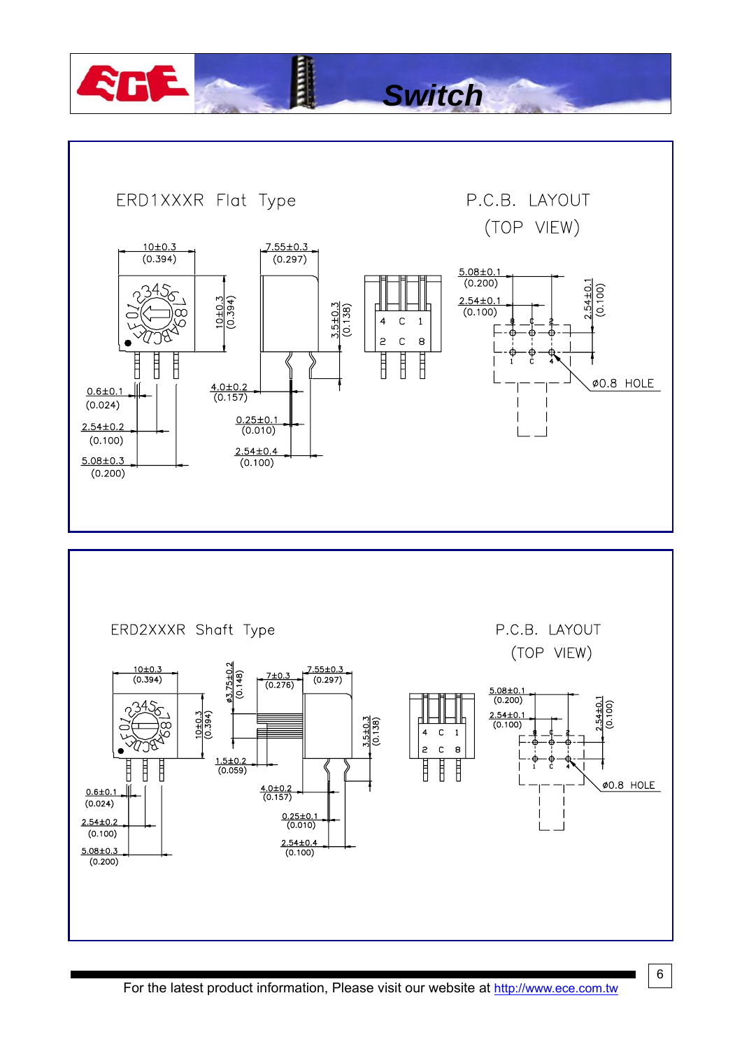ERD1XXXR Flat Type

P.C.B. LAYOUT
(TOP VIEW)

10±0.3 (0.394)
7.55±0.3 (0.297)
10±0.3 (0.394)
3.5±0.3 (0.138)
0.6±0.1 (0.024)
2.54±0.2 (0.100)
5.08±0.3 (0.200)
4.0±0.2 (0.157)
0.25±0.1 (0.010)
2.54±0.4 (0.100)

5.08±0.1 (0.200)
2.54±0.1 (0.100)
2.54±0.1 (0.100)
ø0.8 HOLE

ERD2XXXR Shaft Type

P.C.B. LAYOUT
(TOP VIEW)

10±0.3 (0.394)
ø3.75±0.2 (0.148)
7±0.3 (0.276)
7.55±0.3 (0.297)
10±0.3 (0.394)
3.5±0.3 (0.138)
1.5±0.2 (0.059)
0.6±0.1 (0.024)
2.54±0.2 (0.100)
5.08±0.3 (0.200)
4.0±0.2 (0.157)
0.25±0.1 (0.010)
2.54±0.4 (0.100)

5.08±0.1 (0.200)
2.54±0.1 (0.100)
2.54±0.1 (0.100)
ø0.8 HOLE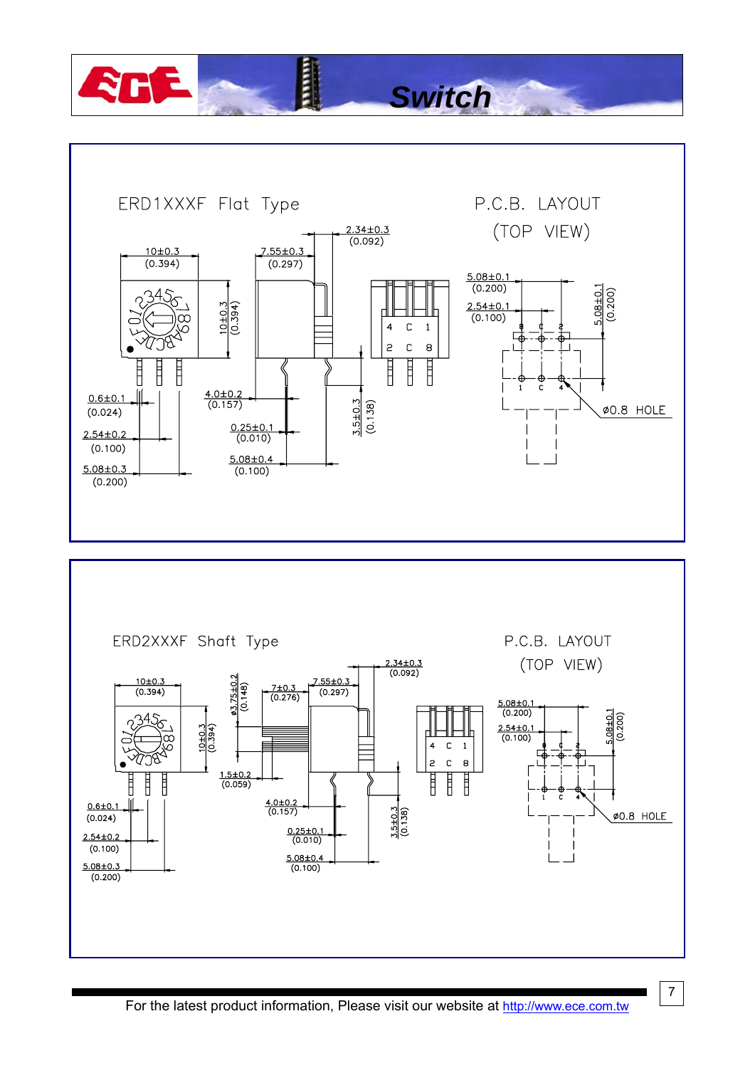## ERD1XXXF Flat Type

P.C.B. LAYOUT (TOP VIEW)

10±0.3 (0.394)

7.55±0.3 (0.297)

2.34±0.3 (0.092)

10±0.3 (0.394)

0.6±0.1 (0.024)

2.54±0.2 (0.100)

5.08±0.3 (0.200)

4.0±0.2 (0.157)

0.25±0.1 (0.010)

5.08±0.4 (0.100)

3.5±0.3 (0.138)

4 C 1

2 C 8

5.08±0.1 (0.200)

2.54±0.1 (0.100)

5.08±0.1 (0.200)

8 C 2

1 C 4

ø0.8 HOLE

## ERD2XXXF Shaft Type

P.C.B. LAYOUT (TOP VIEW)

10±0.3 (0.394)

ø3.75±0.2 (0.148)

7±0.3 (0.276)

7.55±0.3 (0.297)

2.34±0.3 (0.092)

10±0.3 (0.394)

1.5±0.2 (0.059)

0.6±0.1 (0.024)

2.54±0.2 (0.100)

5.08±0.3 (0.200)

4.0±0.2 (0.157)

0.25±0.1 (0.010)

5.08±0.4 (0.100)

3.5±0.3 (0.138)

4 C 1

2 C 8

5.08±0.1 (0.200)

2.54±0.1 (0.100)

5.08±0.1 (0.200)

8 C 2

1 C 4

ø0.8 HOLE

For the latest product information, Please visit our website at http://www.ece.com.tw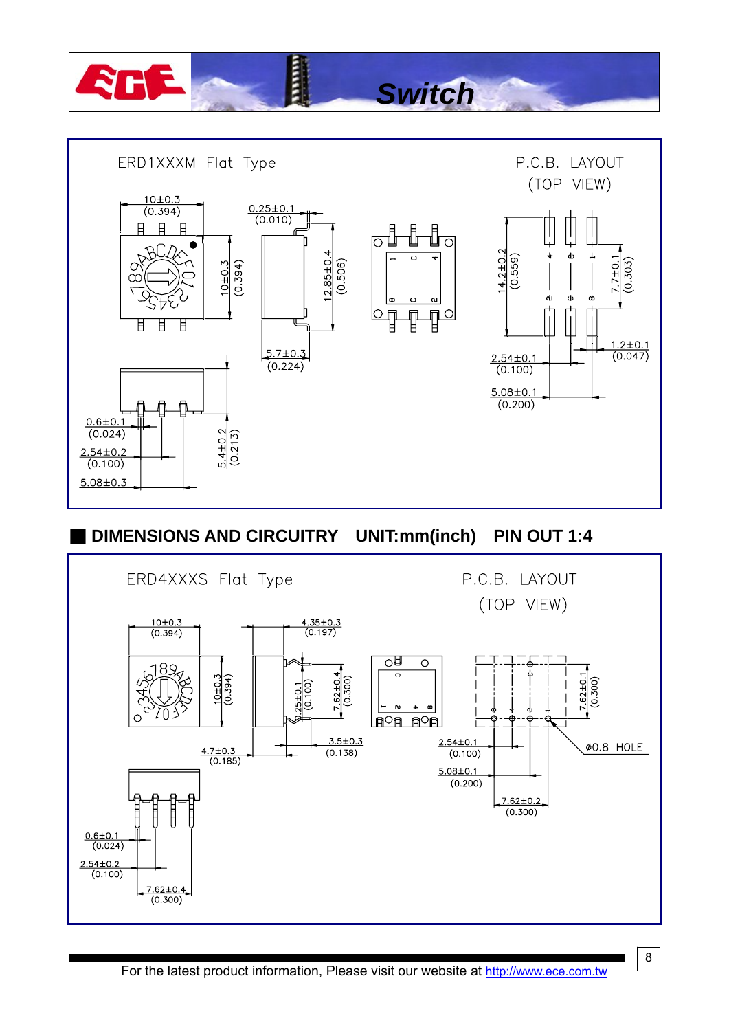## ERD1XXXM Flat Type

P.C.B. LAYOUT (TOP VIEW)

10±0.3 (0.394)
0.25±0.1 (0.010)
10±0.3 (0.394)
12.85±0.4 (0.506)
5.7±0.3 (0.224)
14.2±0.2 (0.559)
7.7±0.1 (0.303)
1.2±0.1 (0.047)
2.54±0.1 (0.100)
5.08±0.1 (0.200)
0.6±0.1 (0.024)
2.54±0.2 (0.100)
5.08±0.3
5.4±0.2 (0.213)

## ■ DIMENSIONS AND CIRCUITRY UNIT:mm(inch) PIN OUT 1:4

## ERD4XXXS Flat Type

P.C.B. LAYOUT (TOP VIEW)

10±0.3 (0.394)
4.35±0.3 (0.197)
10±0.3 (0.394)
2.25±0.1 (0.100)
7.62±0.4 (0.300)
4.7±0.3 (0.185)
3.5±0.3 (0.138)
7.62±0.1 (0.300)
ø0.8 HOLE
2.54±0.1 (0.100)
5.08±0.1 (0.200)
7.62±0.2 (0.300)
0.6±0.1 (0.024)
2.54±0.2 (0.100)
7.62±0.4 (0.300)

For the latest product information, Please visit our website at http://www.ece.com.tw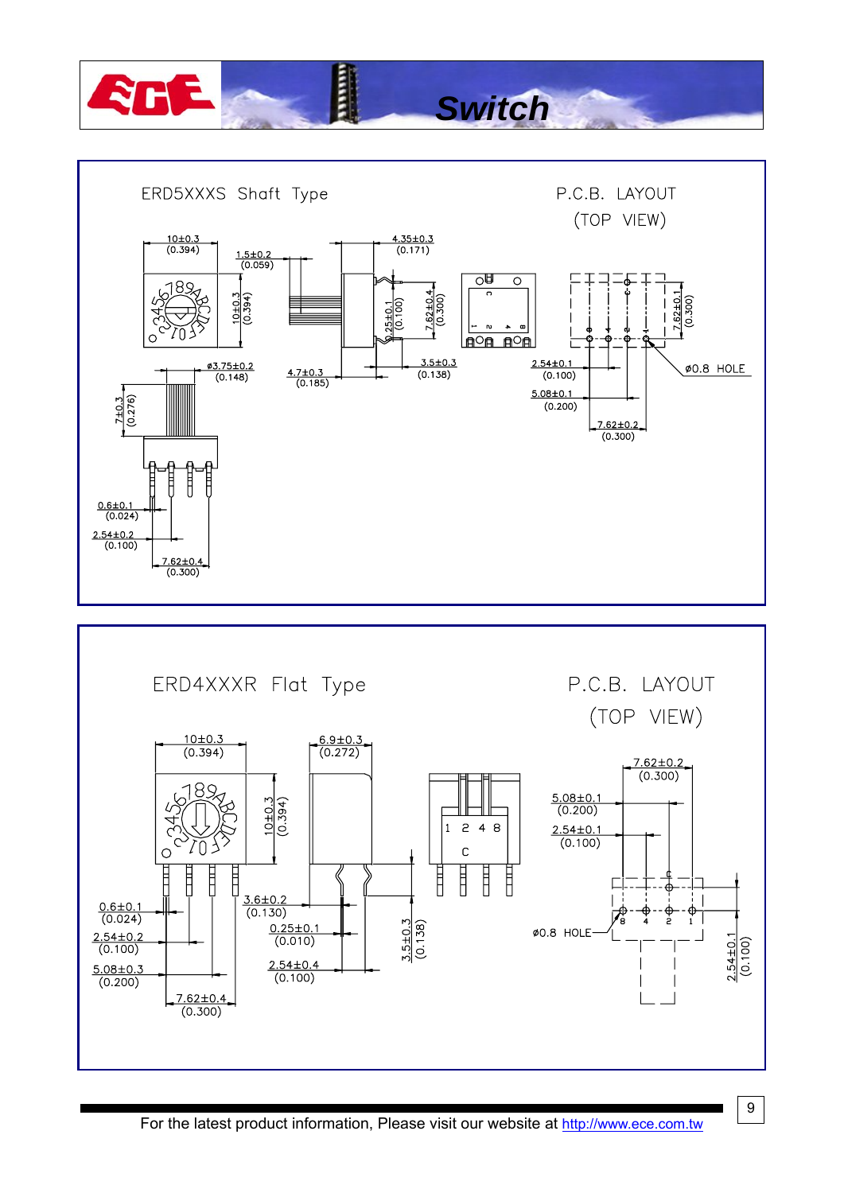## ERD5XXXS Shaft Type

P.C.B. LAYOUT
(TOP VIEW)

10±0.3 (0.394)
1.5±0.2 (0.059)
10±0.3 (0.394)
4.35±0.3 (0.171)
2.54±0.1 (0.100)
7.62±0.4 (0.300)
7.62±0.1 (0.300)
ø3.75±0.2 (0.148)
4.7±0.3 (0.185)
3.5±0.3 (0.138)
2.54±0.1 (0.100)
5.08±0.1 (0.200)
7.62±0.2 (0.300)
ø0.8 HOLE
7±0.3 (0.276)
0.6±0.1 (0.024)
2.54±0.2 (0.100)
7.62±0.4 (0.300)

## ERD4XXXR Flat Type

P.C.B. LAYOUT
(TOP VIEW)

10±0.3 (0.394)
10±0.3 (0.394)
6.9±0.3 (0.272)
1 2 4 8
C
7.62±0.2 (0.300)
5.08±0.1 (0.200)
2.54±0.1 (0.100)
ø0.8 HOLE
0.6±0.1 (0.024)
2.54±0.2 (0.100)
5.08±0.3 (0.200)
7.62±0.4 (0.300)
3.6±0.2 (0.130)
0.25±0.1 (0.010)
2.54±0.4 (0.100)
3.5±0.3 (0.138)
2.54±0.1 (0.100)

For the latest product information, Please visit our website at http://www.ece.com.tw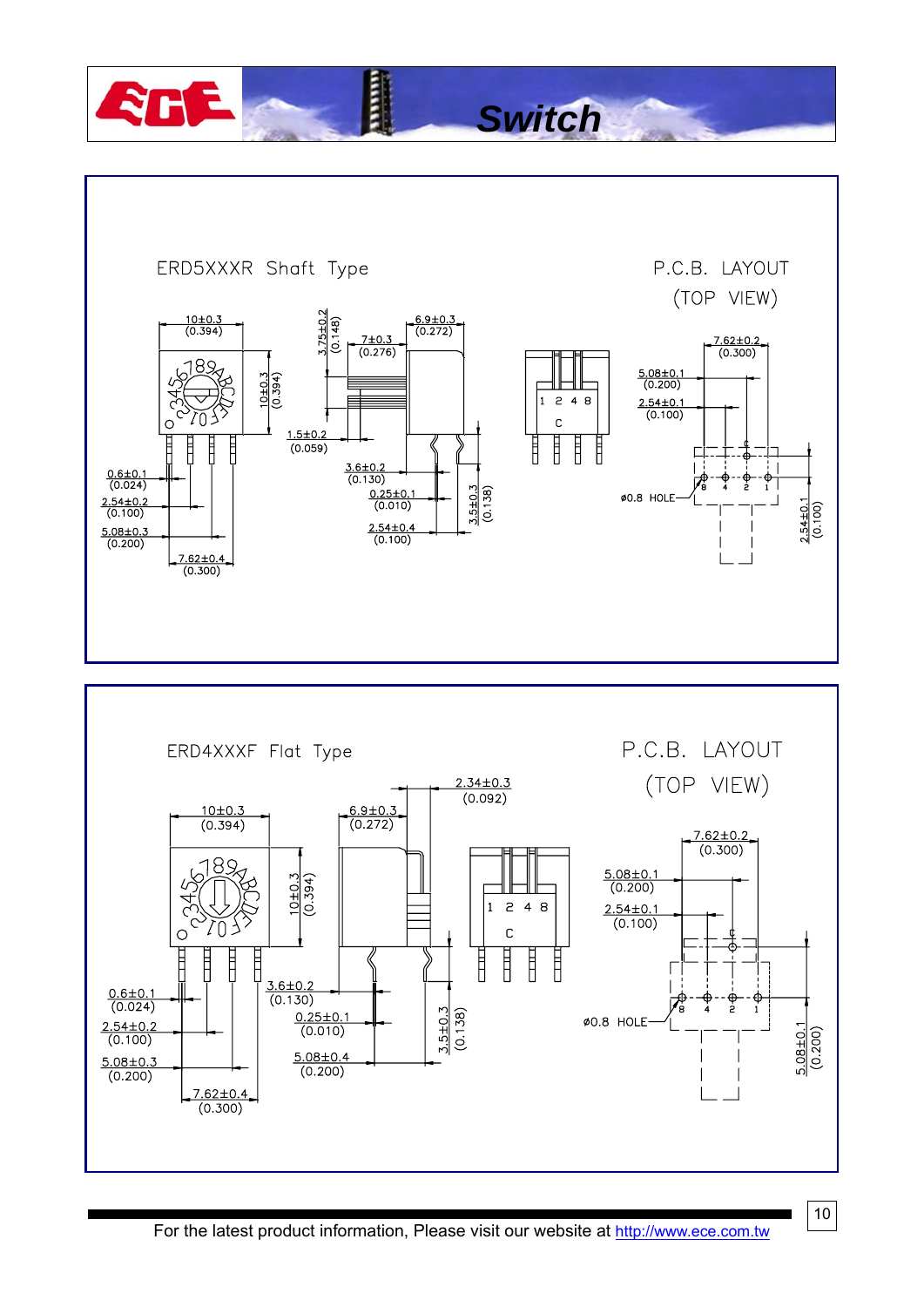ERD5XXXR Shaft Type

P.C.B. LAYOUT (TOP VIEW)

10±0.3 (0.394)

3.75±0.2 (0.148)

7±0.3 (0.276)

6.9±0.3 (0.272)

10±0.3 (0.394)

7.62±0.2 (0.300)

5.08±0.1 (0.200)

2.54±0.1 (0.100)

1.5±0.2 (0.059)

3.6±0.2 (0.130)

0.25±0.1 (0.010)

2.54±0.4 (0.100)

3.5±0.3 (0.138)

0.6±0.1 (0.024)

2.54±0.2 (0.100)

5.08±0.3 (0.200)

7.62±0.4 (0.300)

ø0.8 HOLE

2.54±0.1 (0.100)

ERD4XXXF Flat Type

P.C.B. LAYOUT (TOP VIEW)

2.34±0.3 (0.092)

10±0.3 (0.394)

6.9±0.3 (0.272)

10±0.3 (0.394)

7.62±0.2 (0.300)

5.08±0.1 (0.200)

2.54±0.1 (0.100)

0.6±0.1 (0.024)

3.6±0.2 (0.130)

0.25±0.1 (0.010)

2.54±0.2 (0.100)

5.08±0.3 (0.200)

5.08±0.4 (0.200)

3.5±0.3 (0.138)

7.62±0.4 (0.300)

ø0.8 HOLE

5.08±0.1 (0.200)

For the latest product information, Please visit our website at http://www.ece.com.tw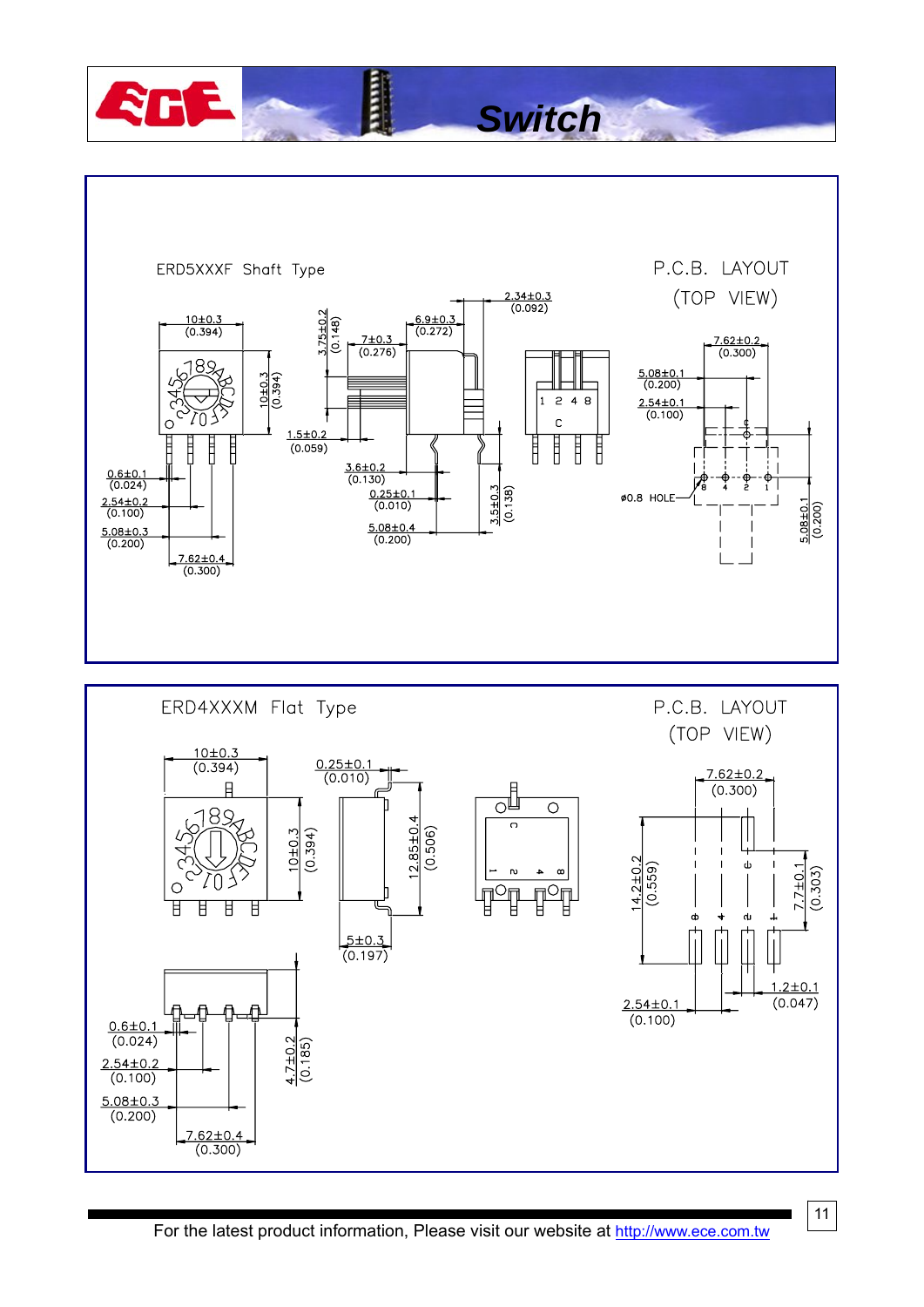Switch

## ERD5XXXF Shaft Type

P.C.B. LAYOUT
(TOP VIEW)

10±0.3
(0.394)

10±0.3
(0.394)

3.75±0.2
(0.148)

7±0.3
(0.276)

6.9±0.3
(0.272)

2.34±0.3
(0.092)

1.5±0.2
(0.059)

3.6±0.2
(0.130)

0.25±0.1
(0.010)

5.08±0.4
(0.200)

3.5±0.3
(0.138)

0.6±0.1
(0.024)

2.54±0.2
(0.100)

5.08±0.3
(0.200)

7.62±0.4
(0.300)

1 2 4 8
C

7.62±0.2
(0.300)

5.08±0.1
(0.200)

2.54±0.1
(0.100)

ø0.8 HOLE

8 4 2 1

5.08±0.1
(0.200)

## ERD4XXXM Flat Type

P.C.B. LAYOUT
(TOP VIEW)

10±0.3
(0.394)

10±0.3
(0.394)

0.25±0.1
(0.010)

12.85±0.4
(0.506)

5±0.3
(0.197)

0.6±0.1
(0.024)

2.54±0.2
(0.100)

5.08±0.3
(0.200)

7.62±0.4
(0.300)

4.7±0.2
(0.185)

7.62±0.2
(0.300)

14.2±0.2
(0.559)

7.7±0.1
(0.303)

1.2±0.1
(0.047)

2.54±0.1
(0.100)

For the latest product information, Please visit our website at http://www.ece.com.tw